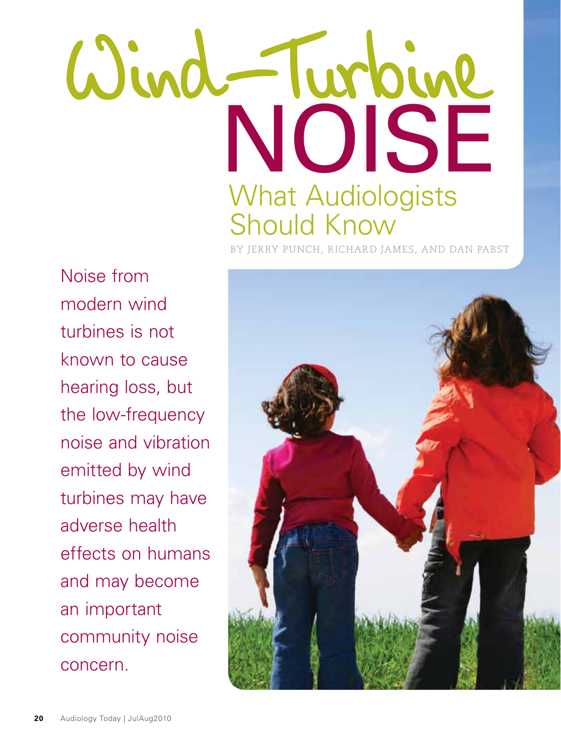# Wind-Turbine NOISE

## What Audiologists Should Know

BY JERRY PUNCH, RICHARD JAMES, AND DAN PABST

Noise from modern wind turbines is not known to cause hearing loss, but the low-frequency noise and vibration emitted by wind turbines may have adverse health effects on humans and may become an important community noise concern.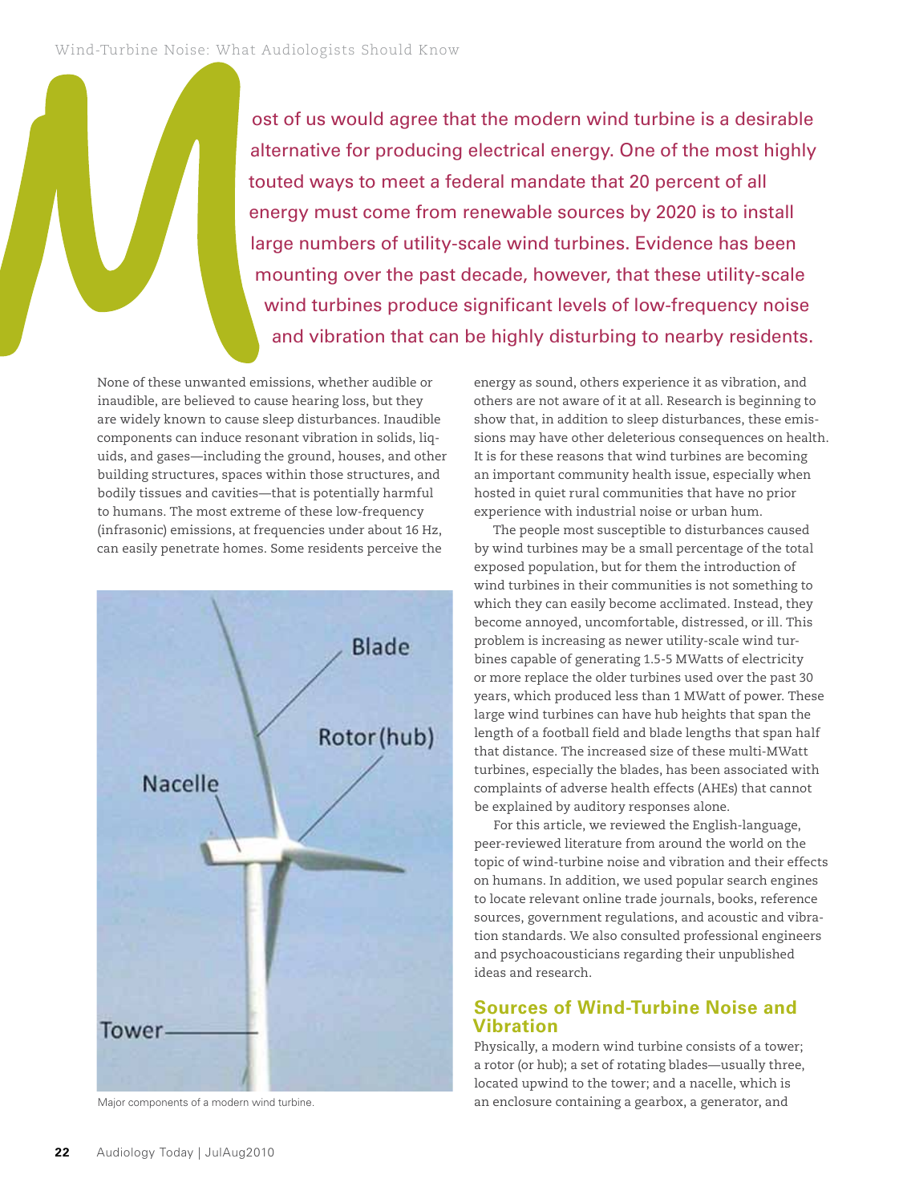Most of us would agree that the modern wind turbine is a desirable alternative for producing electrical energy. One of the most highly touted ways to meet a federal mandate that 20 percent of all energy must come from renewable sources by 2020 is to install large numbers of utility-scale wind turbines. Evidence has been mounting over the past decade, however, that these utility-scale wind turbines produce significant levels of low-frequency noise and vibration that can be highly disturbing to nearby residents.

None of these unwanted emissions, whether audible or inaudible, are believed to cause hearing loss, but they are widely known to cause sleep disturbances. Inaudible components can induce resonant vibration in solids, liquids, and gases—including the ground, houses, and other building structures, spaces within those structures, and bodily tissues and cavities—that is potentially harmful to humans. The most extreme of these low-frequency (infrasonic) emissions, at frequencies under about 16 Hz, can easily penetrate homes. Some residents perceive the energy as sound, others experience it as vibration, and others are not aware of it at all. Research is beginning to show that, in addition to sleep disturbances, these emissions may have other deleterious consequences on health. It is for these reasons that wind turbines are becoming an important community health issue, especially when hosted in quiet rural communities that have no prior experience with industrial noise or urban hum.

Major components of a modern wind turbine.

The people most susceptible to disturbances caused by wind turbines may be a small percentage of the total exposed population, but for them the introduction of wind turbines in their communities is not something to which they can easily become acclimated. Instead, they become annoyed, uncomfortable, distressed, or ill. This problem is increasing as newer utility-scale wind turbines capable of generating 1.5-5 MWatts of electricity or more replace the older turbines used over the past 30 years, which produced less than 1 MWatt of power. These large wind turbines can have hub heights that span the length of a football field and blade lengths that span half that distance. The increased size of these multi-MWatt turbines, especially the blades, has been associated with complaints of adverse health effects (AHEs) that cannot be explained by auditory responses alone.

For this article, we reviewed the English-language, peer-reviewed literature from around the world on the topic of wind-turbine noise and vibration and their effects on humans. In addition, we used popular search engines to locate relevant online trade journals, books, reference sources, government regulations, and acoustic and vibration standards. We also consulted professional engineers and psychoacousticians regarding their unpublished ideas and research.

## Sources of Wind-Turbine Noise and Vibration

Physically, a modern wind turbine consists of a tower; a rotor (or hub); a set of rotating blades—usually three, located upwind to the tower; and a nacelle, which is an enclosure containing a gearbox, a generator, and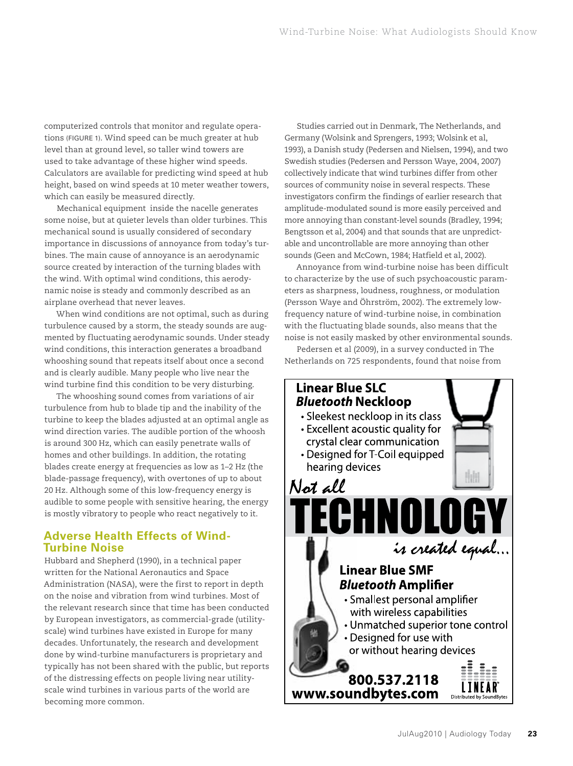computerized controls that monitor and regulate operations (FIGURE 1). Wind speed can be much greater at hub level than at ground level, so taller wind towers are used to take advantage of these higher wind speeds. Calculators are available for predicting wind speed at hub height, based on wind speeds at 10 meter weather towers, which can easily be measured directly.

Mechanical equipment inside the nacelle generates some noise, but at quieter levels than older turbines. This mechanical sound is usually considered of secondary importance in discussions of annoyance from today's turbines. The main cause of annoyance is an aerodynamic source created by interaction of the turning blades with the wind. With optimal wind conditions, this aerodynamic noise is steady and commonly described as an airplane overhead that never leaves.

When wind conditions are not optimal, such as during turbulence caused by a storm, the steady sounds are augmented by fluctuating aerodynamic sounds. Under steady wind conditions, this interaction generates a broadband whooshing sound that repeats itself about once a second and is clearly audible. Many people who live near the wind turbine find this condition to be very disturbing.

The whooshing sound comes from variations of air turbulence from hub to blade tip and the inability of the turbine to keep the blades adjusted at an optimal angle as wind direction varies. The audible portion of the whoosh is around 300 Hz, which can easily penetrate walls of homes and other buildings. In addition, the rotating blades create energy at frequencies as low as 1–2 Hz (the blade-passage frequency), with overtones of up to about 20 Hz. Although some of this low-frequency energy is audible to some people with sensitive hearing, the energy is mostly vibratory to people who react negatively to it.

## Adverse Health Effects of Wind-Turbine Noise

Hubbard and Shepherd (1990), in a technical paper written for the National Aeronautics and Space Administration (NASA), were the first to report in depth on the noise and vibration from wind turbines. Most of the relevant research since that time has been conducted by European investigators, as commercial-grade (utility-scale) wind turbines have existed in Europe for many decades. Unfortunately, the research and development done by wind-turbine manufacturers is proprietary and typically has not been shared with the public, but reports of the distressing effects on people living near utility-scale wind turbines in various parts of the world are becoming more common.

Studies carried out in Denmark, The Netherlands, and Germany (Wolsink and Sprengers, 1993; Wolsink et al, 1993), a Danish study (Pedersen and Nielsen, 1994), and two Swedish studies (Pedersen and Persson Waye, 2004, 2007) collectively indicate that wind turbines differ from other sources of community noise in several respects. These investigators confirm the findings of earlier research that amplitude-modulated sound is more easily perceived and more annoying than constant-level sounds (Bradley, 1994; Bengtsson et al, 2004) and that sounds that are unpredictable and uncontrollable are more annoying than other sounds (Geen and McCown, 1984; Hatfield et al, 2002).

Annoyance from wind-turbine noise has been difficult to characterize by the use of such psychoacoustic parameters as sharpness, loudness, roughness, or modulation (Persson Waye and Öhrström, 2002). The extremely low-frequency nature of wind-turbine noise, in combination with the fluctuating blade sounds, also means that the noise is not easily masked by other environmental sounds.

Pedersen et al (2009), in a survey conducted in The Netherlands on 725 respondents, found that noise from

**Linear Blue SLC**
***Bluetooth* Neckloop**
- Sleekest neckloop in its class
- Excellent acoustic quality for crystal clear communication
- Designed for T-Coil equipped hearing devices

*Not all* **TECHNOLOGY** *is created equal...*

**Linear Blue SMF**
***Bluetooth* Amplifier**
- Smallest personal amplifier with wireless capabilities
- Unmatched superior tone control
- Designed for use with or without hearing devices

**800.537.2118**
**www.soundbytes.com**

LINEAR Distributed by SoundBytes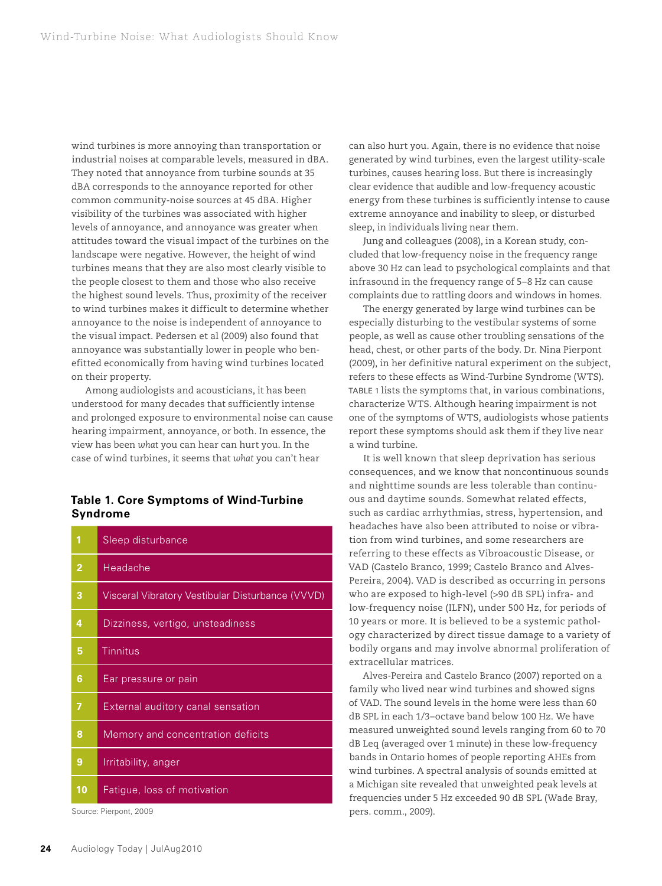wind turbines is more annoying than transportation or industrial noises at comparable levels, measured in dBA. They noted that annoyance from turbine sounds at 35 dBA corresponds to the annoyance reported for other common community-noise sources at 45 dBA. Higher visibility of the turbines was associated with higher levels of annoyance, and annoyance was greater when attitudes toward the visual impact of the turbines on the landscape were negative. However, the height of wind turbines means that they are also most clearly visible to the people closest to them and those who also receive the highest sound levels. Thus, proximity of the receiver to wind turbines makes it difficult to determine whether annoyance to the noise is independent of annoyance to the visual impact. Pedersen et al (2009) also found that annoyance was substantially lower in people who benefitted economically from having wind turbines located on their property.

Among audiologists and acousticians, it has been understood for many decades that sufficiently intense and prolonged exposure to environmental noise can cause hearing impairment, annoyance, or both. In essence, the view has been *what* you can hear can hurt you. In the case of wind turbines, it seems that *what* you can't hear can also hurt you. Again, there is no evidence that noise generated by wind turbines, even the largest utility-scale turbines, causes hearing loss. But there is increasingly clear evidence that audible and low-frequency acoustic energy from these turbines is sufficiently intense to cause extreme annoyance and inability to sleep, or disturbed sleep, in individuals living near them.

**Table 1. Core Symptoms of Wind-Turbine Syndrome**

| # | Symptom |
|---|---|
| 1 | Sleep disturbance |
| 2 | Headache |
| 3 | Visceral Vibratory Vestibular Disturbance (VVVD) |
| 4 | Dizziness, vertigo, unsteadiness |
| 5 | Tinnitus |
| 6 | Ear pressure or pain |
| 7 | External auditory canal sensation |
| 8 | Memory and concentration deficits |
| 9 | Irritability, anger |
| 10 | Fatigue, loss of motivation |

Source: Pierpont, 2009

Jung and colleagues (2008), in a Korean study, concluded that low-frequency noise in the frequency range above 30 Hz can lead to psychological complaints and that infrasound in the frequency range of 5–8 Hz can cause complaints due to rattling doors and windows in homes.

The energy generated by large wind turbines can be especially disturbing to the vestibular systems of some people, as well as cause other troubling sensations of the head, chest, or other parts of the body. Dr. Nina Pierpont (2009), in her definitive natural experiment on the subject, refers to these effects as Wind-Turbine Syndrome (WTS). TABLE 1 lists the symptoms that, in various combinations, characterize WTS. Although hearing impairment is not one of the symptoms of WTS, audiologists whose patients report these symptoms should ask them if they live near a wind turbine.

It is well known that sleep deprivation has serious consequences, and we know that noncontinuous sounds and nighttime sounds are less tolerable than continuous and daytime sounds. Somewhat related effects, such as cardiac arrhythmias, stress, hypertension, and headaches have also been attributed to noise or vibration from wind turbines, and some researchers are referring to these effects as Vibroacoustic Disease, or VAD (Castelo Branco, 1999; Castelo Branco and Alves-Pereira, 2004). VAD is described as occurring in persons who are exposed to high-level (>90 dB SPL) infra- and low-frequency noise (ILFN), under 500 Hz, for periods of 10 years or more. It is believed to be a systemic pathology characterized by direct tissue damage to a variety of bodily organs and may involve abnormal proliferation of extracellular matrices.

Alves-Pereira and Castelo Branco (2007) reported on a family who lived near wind turbines and showed signs of VAD. The sound levels in the home were less than 60 dB SPL in each 1/3–octave band below 100 Hz. We have measured unweighted sound levels ranging from 60 to 70 dB Leq (averaged over 1 minute) in these low-frequency bands in Ontario homes of people reporting AHEs from wind turbines. A spectral analysis of sounds emitted at a Michigan site revealed that unweighted peak levels at frequencies under 5 Hz exceeded 90 dB SPL (Wade Bray, pers. comm., 2009).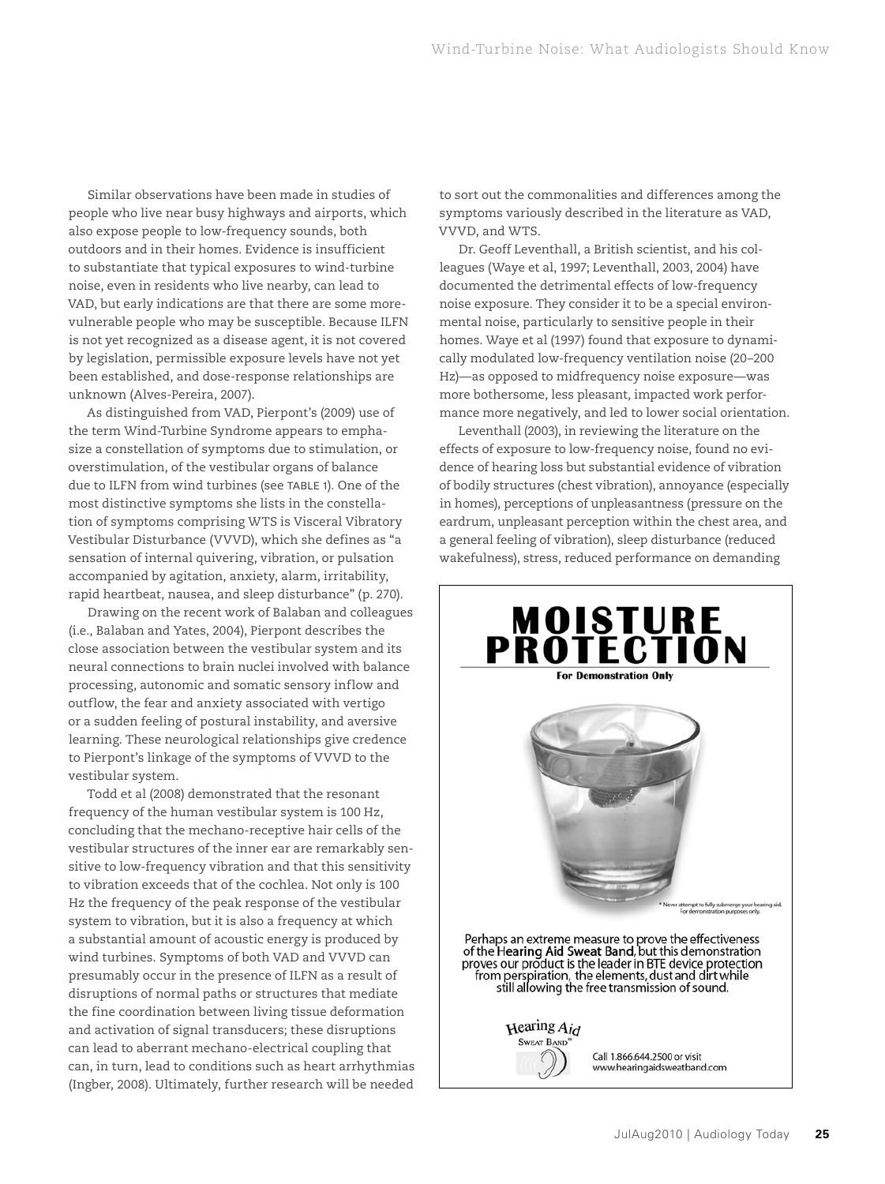Similar observations have been made in studies of people who live near busy highways and airports, which also expose people to low-frequency sounds, both outdoors and in their homes. Evidence is insufficient to substantiate that typical exposures to wind-turbine noise, even in residents who live nearby, can lead to VAD, but early indications are that there are some more-vulnerable people who may be susceptible. Because ILFN is not yet recognized as a disease agent, it is not covered by legislation, permissible exposure levels have not yet been established, and dose-response relationships are unknown (Alves-Pereira, 2007).

As distinguished from VAD, Pierpont's (2009) use of the term Wind-Turbine Syndrome appears to emphasize a constellation of symptoms due to stimulation, or overstimulation, of the vestibular organs of balance due to ILFN from wind turbines (see TABLE 1). One of the most distinctive symptoms she lists in the constellation of symptoms comprising WTS is Visceral Vibratory Vestibular Disturbance (VVVD), which she defines as "a sensation of internal quivering, vibration, or pulsation accompanied by agitation, anxiety, alarm, irritability, rapid heartbeat, nausea, and sleep disturbance" (p. 270).

Drawing on the recent work of Balaban and colleagues (i.e., Balaban and Yates, 2004), Pierpont describes the close association between the vestibular system and its neural connections to brain nuclei involved with balance processing, autonomic and somatic sensory inflow and outflow, the fear and anxiety associated with vertigo or a sudden feeling of postural instability, and aversive learning. These neurological relationships give credence to Pierpont's linkage of the symptoms of VVVD to the vestibular system.

Todd et al (2008) demonstrated that the resonant frequency of the human vestibular system is 100 Hz, concluding that the mechano-receptive hair cells of the vestibular structures of the inner ear are remarkably sensitive to low-frequency vibration and that this sensitivity to vibration exceeds that of the cochlea. Not only is 100 Hz the frequency of the peak response of the vestibular system to vibration, but it is also a frequency at which a substantial amount of acoustic energy is produced by wind turbines. Symptoms of both VAD and VVVD can presumably occur in the presence of ILFN as a result of disruptions of normal paths or structures that mediate the fine coordination between living tissue deformation and activation of signal transducers; these disruptions can lead to aberrant mechano-electrical coupling that can, in turn, lead to conditions such as heart arrhythmias (Ingber, 2008). Ultimately, further research will be needed to sort out the commonalities and differences among the symptoms variously described in the literature as VAD, VVVD, and WTS.

Dr. Geoff Leventhall, a British scientist, and his colleagues (Waye et al, 1997; Leventhall, 2003, 2004) have documented the detrimental effects of low-frequency noise exposure. They consider it to be a special environmental noise, particularly to sensitive people in their homes. Waye et al (1997) found that exposure to dynamically modulated low-frequency ventilation noise (20–200 Hz)—as opposed to midfrequency noise exposure—was more bothersome, less pleasant, impacted work performance more negatively, and led to lower social orientation.

Leventhall (2003), in reviewing the literature on the effects of exposure to low-frequency noise, found no evidence of hearing loss but substantial evidence of vibration of bodily structures (chest vibration), annoyance (especially in homes), perceptions of unpleasantness (pressure on the eardrum, unpleasant perception within the chest area, and a general feeling of vibration), sleep disturbance (reduced wakefulness), stress, reduced performance on demanding

**MOISTURE PROTECTION**

**For Demonstration Only**

\* Never attempt to fully submerge your hearing aid. For demonstration purposes only.

Perhaps an extreme measure to prove the effectiveness of the **Hearing Aid Sweat Band**, but this demonstration proves our product is the leader in BTE device protection from perspiration, the elements, dust and dirt while still allowing the free transmission of sound.

Hearing Aid Sweat Band™

Call 1.866.644.2500 or visit www.hearingaidsweatband.com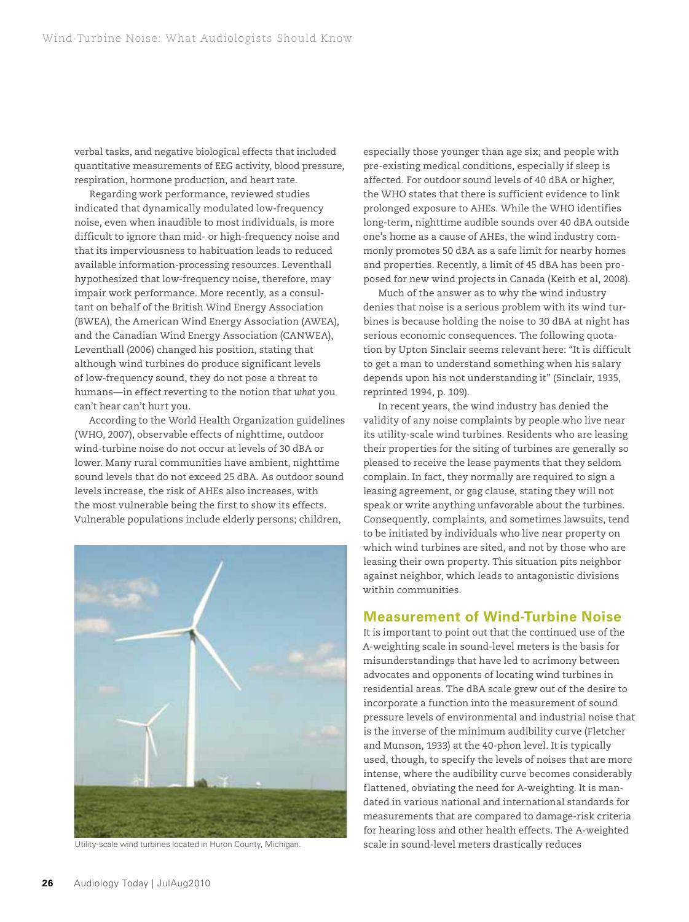verbal tasks, and negative biological effects that included quantitative measurements of EEG activity, blood pressure, respiration, hormone production, and heart rate.

Regarding work performance, reviewed studies indicated that dynamically modulated low-frequency noise, even when inaudible to most individuals, is more difficult to ignore than mid- or high-frequency noise and that its imperviousness to habituation leads to reduced available information-processing resources. Leventhall hypothesized that low-frequency noise, therefore, may impair work performance. More recently, as a consultant on behalf of the British Wind Energy Association (BWEA), the American Wind Energy Association (AWEA), and the Canadian Wind Energy Association (CANWEA), Leventhall (2006) changed his position, stating that although wind turbines do produce significant levels of low-frequency sound, they do not pose a threat to humans—in effect reverting to the notion that *what* you can't hear can't hurt you.

According to the World Health Organization guidelines (WHO, 2007), observable effects of nighttime, outdoor wind-turbine noise do not occur at levels of 30 dBA or lower. Many rural communities have ambient, nighttime sound levels that do not exceed 25 dBA. As outdoor sound levels increase, the risk of AHEs also increases, with the most vulnerable being the first to show its effects. Vulnerable populations include elderly persons; children, especially those younger than age six; and people with pre-existing medical conditions, especially if sleep is affected. For outdoor sound levels of 40 dBA or higher, the WHO states that there is sufficient evidence to link prolonged exposure to AHEs. While the WHO identifies long-term, nighttime audible sounds over 40 dBA outside one's home as a cause of AHEs, the wind industry commonly promotes 50 dBA as a safe limit for nearby homes and properties. Recently, a limit of 45 dBA has been proposed for new wind projects in Canada (Keith et al, 2008).

Utility-scale wind turbines located in Huron County, Michigan.

Much of the answer as to why the wind industry denies that noise is a serious problem with its wind turbines is because holding the noise to 30 dBA at night has serious economic consequences. The following quotation by Upton Sinclair seems relevant here: "It is difficult to get a man to understand something when his salary depends upon his not understanding it" (Sinclair, 1935, reprinted 1994, p. 109).

In recent years, the wind industry has denied the validity of any noise complaints by people who live near its utility-scale wind turbines. Residents who are leasing their properties for the siting of turbines are generally so pleased to receive the lease payments that they seldom complain. In fact, they normally are required to sign a leasing agreement, or gag clause, stating they will not speak or write anything unfavorable about the turbines. Consequently, complaints, and sometimes lawsuits, tend to be initiated by individuals who live near property on which wind turbines are sited, and not by those who are leasing their own property. This situation pits neighbor against neighbor, which leads to antagonistic divisions within communities.

## Measurement of Wind-Turbine Noise

It is important to point out that the continued use of the A-weighting scale in sound-level meters is the basis for misunderstandings that have led to acrimony between advocates and opponents of locating wind turbines in residential areas. The dBA scale grew out of the desire to incorporate a function into the measurement of sound pressure levels of environmental and industrial noise that is the inverse of the minimum audibility curve (Fletcher and Munson, 1933) at the 40-phon level. It is typically used, though, to specify the levels of noises that are more intense, where the audibility curve becomes considerably flattened, obviating the need for A-weighting. It is mandated in various national and international standards for measurements that are compared to damage-risk criteria for hearing loss and other health effects. The A-weighted scale in sound-level meters drastically reduces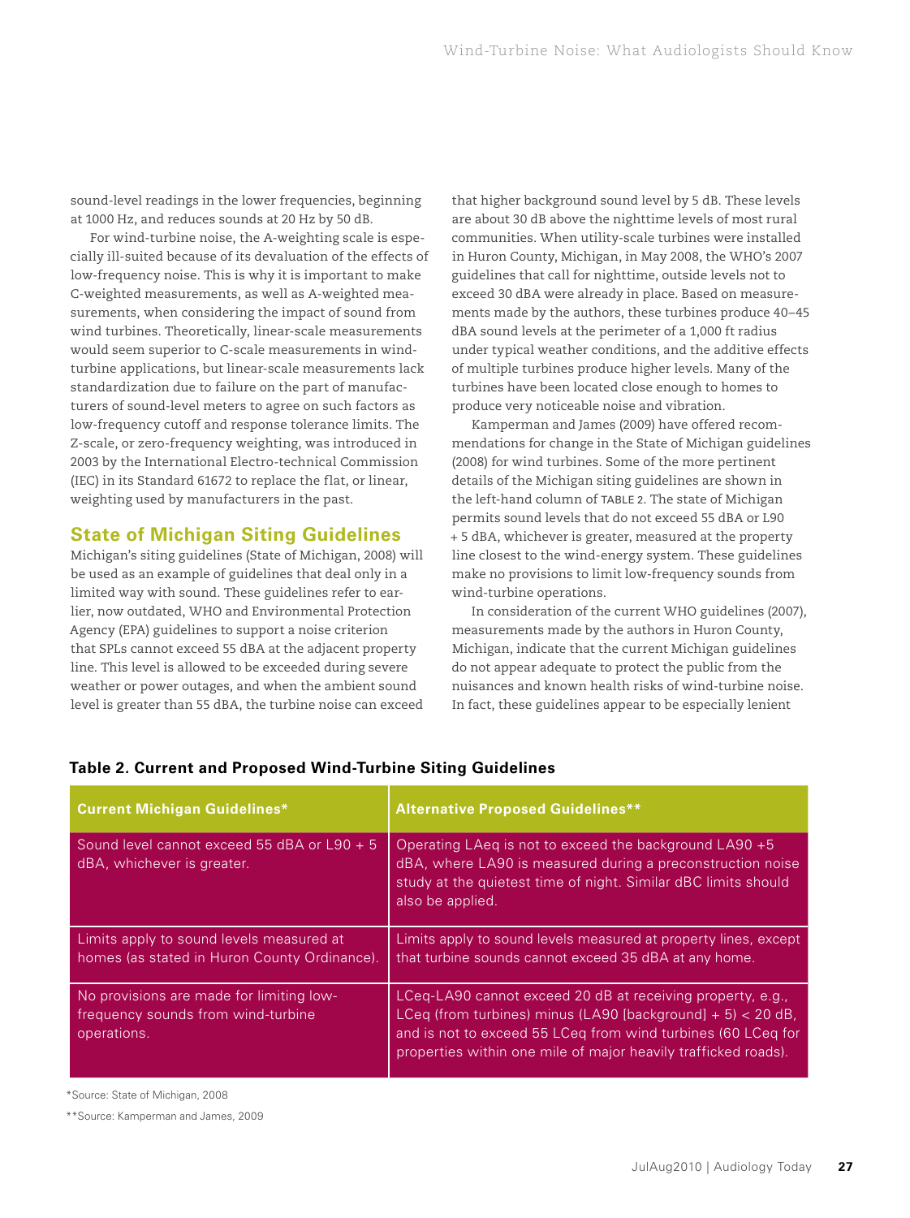sound-level readings in the lower frequencies, beginning at 1000 Hz, and reduces sounds at 20 Hz by 50 dB.

For wind-turbine noise, the A-weighting scale is especially ill-suited because of its devaluation of the effects of low-frequency noise. This is why it is important to make C-weighted measurements, as well as A-weighted measurements, when considering the impact of sound from wind turbines. Theoretically, linear-scale measurements would seem superior to C-scale measurements in wind-turbine applications, but linear-scale measurements lack standardization due to failure on the part of manufacturers of sound-level meters to agree on such factors as low-frequency cutoff and response tolerance limits. The Z-scale, or zero-frequency weighting, was introduced in 2003 by the International Electro-technical Commission (IEC) in its Standard 61672 to replace the flat, or linear, weighting used by manufacturers in the past.

## State of Michigan Siting Guidelines

Michigan's siting guidelines (State of Michigan, 2008) will be used as an example of guidelines that deal only in a limited way with sound. These guidelines refer to earlier, now outdated, WHO and Environmental Protection Agency (EPA) guidelines to support a noise criterion that SPLs cannot exceed 55 dBA at the adjacent property line. This level is allowed to be exceeded during severe weather or power outages, and when the ambient sound level is greater than 55 dBA, the turbine noise can exceed that higher background sound level by 5 dB. These levels are about 30 dB above the nighttime levels of most rural communities. When utility-scale turbines were installed in Huron County, Michigan, in May 2008, the WHO's 2007 guidelines that call for nighttime, outside levels not to exceed 30 dBA were already in place. Based on measurements made by the authors, these turbines produce 40–45 dBA sound levels at the perimeter of a 1,000 ft radius under typical weather conditions, and the additive effects of multiple turbines produce higher levels. Many of the turbines have been located close enough to homes to produce very noticeable noise and vibration.

Kamperman and James (2009) have offered recommendations for change in the State of Michigan guidelines (2008) for wind turbines. Some of the more pertinent details of the Michigan siting guidelines are shown in the left-hand column of Table 2. The state of Michigan permits sound levels that do not exceed 55 dBA or L90 + 5 dBA, whichever is greater, measured at the property line closest to the wind-energy system. These guidelines make no provisions to limit low-frequency sounds from wind-turbine operations.

In consideration of the current WHO guidelines (2007), measurements made by the authors in Huron County, Michigan, indicate that the current Michigan guidelines do not appear adequate to protect the public from the nuisances and known health risks of wind-turbine noise. In fact, these guidelines appear to be especially lenient

**Table 2. Current and Proposed Wind-Turbine Siting Guidelines**

| Current Michigan Guidelines* | Alternative Proposed Guidelines** |
|---|---|
| Sound level cannot exceed 55 dBA or L90 + 5 dBA, whichever is greater. | Operating LAeq is not to exceed the background LA90 +5 dBA, where LA90 is measured during a preconstruction noise study at the quietest time of night. Similar dBC limits should also be applied. |
| Limits apply to sound levels measured at homes (as stated in Huron County Ordinance). | Limits apply to sound levels measured at property lines, except that turbine sounds cannot exceed 35 dBA at any home. |
| No provisions are made for limiting low-frequency sounds from wind-turbine operations. | LCeq-LA90 cannot exceed 20 dB at receiving property, e.g., LCeq (from turbines) minus (LA90 [background] + 5) < 20 dB, and is not to exceed 55 LCeq from wind turbines (60 LCeq for properties within one mile of major heavily trafficked roads). |

*Source: State of Michigan, 2008

**Source: Kamperman and James, 2009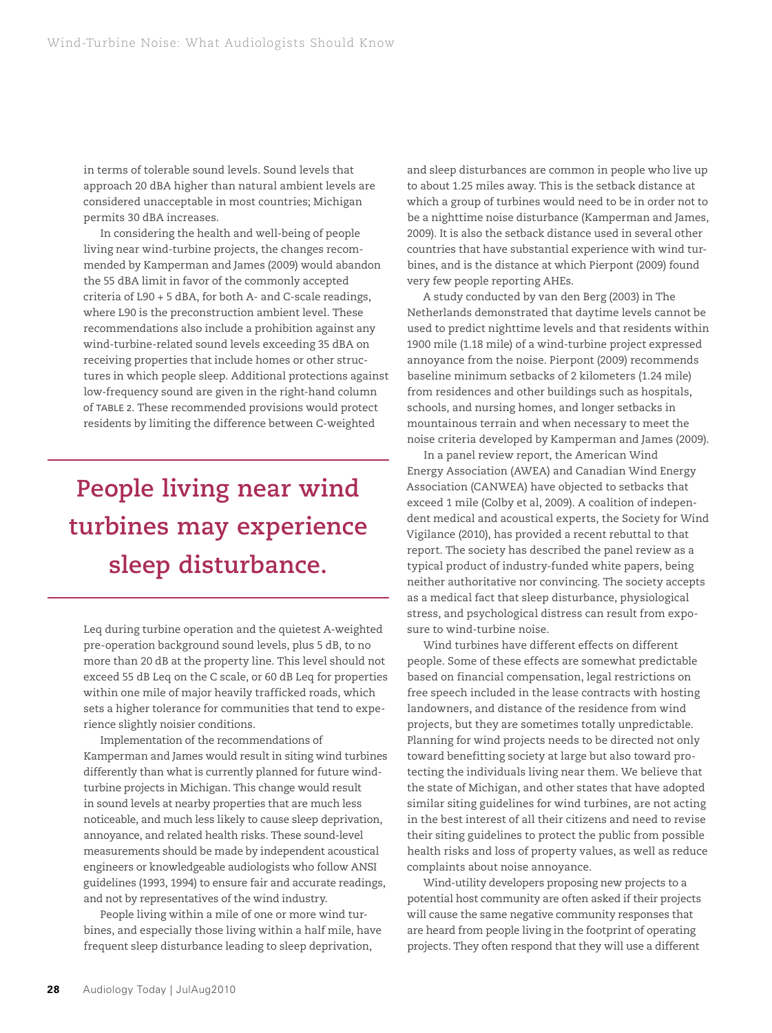in terms of tolerable sound levels. Sound levels that approach 20 dBA higher than natural ambient levels are considered unacceptable in most countries; Michigan permits 30 dBA increases.

In considering the health and well-being of people living near wind-turbine projects, the changes recommended by Kamperman and James (2009) would abandon the 55 dBA limit in favor of the commonly accepted criteria of L90 + 5 dBA, for both A- and C-scale readings, where L90 is the preconstruction ambient level. These recommendations also include a prohibition against any wind-turbine-related sound levels exceeding 35 dBA on receiving properties that include homes or other structures in which people sleep. Additional protections against low-frequency sound are given in the right-hand column of TABLE 2. These recommended provisions would protect residents by limiting the difference between C-weighted Leq during turbine operation and the quietest A-weighted pre-operation background sound levels, plus 5 dB, to no more than 20 dB at the property line. This level should not exceed 55 dB Leq on the C scale, or 60 dB Leq for properties within one mile of major heavily trafficked roads, which sets a higher tolerance for communities that tend to experience slightly noisier conditions.

> **People living near wind turbines may experience sleep disturbance.**

Implementation of the recommendations of Kamperman and James would result in siting wind turbines differently than what is currently planned for future wind-turbine projects in Michigan. This change would result in sound levels at nearby properties that are much less noticeable, and much less likely to cause sleep deprivation, annoyance, and related health risks. These sound-level measurements should be made by independent acoustical engineers or knowledgeable audiologists who follow ANSI guidelines (1993, 1994) to ensure fair and accurate readings, and not by representatives of the wind industry.

People living within a mile of one or more wind turbines, and especially those living within a half mile, have frequent sleep disturbance leading to sleep deprivation, and sleep disturbances are common in people who live up to about 1.25 miles away. This is the setback distance at which a group of turbines would need to be in order not to be a nighttime noise disturbance (Kamperman and James, 2009). It is also the setback distance used in several other countries that have substantial experience with wind turbines, and is the distance at which Pierpont (2009) found very few people reporting AHEs.

A study conducted by van den Berg (2003) in The Netherlands demonstrated that daytime levels cannot be used to predict nighttime levels and that residents within 1900 mile (1.18 mile) of a wind-turbine project expressed annoyance from the noise. Pierpont (2009) recommends baseline minimum setbacks of 2 kilometers (1.24 mile) from residences and other buildings such as hospitals, schools, and nursing homes, and longer setbacks in mountainous terrain and when necessary to meet the noise criteria developed by Kamperman and James (2009).

In a panel review report, the American Wind Energy Association (AWEA) and Canadian Wind Energy Association (CANWEA) have objected to setbacks that exceed 1 mile (Colby et al, 2009). A coalition of independent medical and acoustical experts, the Society for Wind Vigilance (2010), has provided a recent rebuttal to that report. The society has described the panel review as a typical product of industry-funded white papers, being neither authoritative nor convincing. The society accepts as a medical fact that sleep disturbance, physiological stress, and psychological distress can result from exposure to wind-turbine noise.

Wind turbines have different effects on different people. Some of these effects are somewhat predictable based on financial compensation, legal restrictions on free speech included in the lease contracts with hosting landowners, and distance of the residence from wind projects, but they are sometimes totally unpredictable. Planning for wind projects needs to be directed not only toward benefitting society at large but also toward protecting the individuals living near them. We believe that the state of Michigan, and other states that have adopted similar siting guidelines for wind turbines, are not acting in the best interest of all their citizens and need to revise their siting guidelines to protect the public from possible health risks and loss of property values, as well as reduce complaints about noise annoyance.

Wind-utility developers proposing new projects to a potential host community are often asked if their projects will cause the same negative community responses that are heard from people living in the footprint of operating projects. They often respond that they will use a different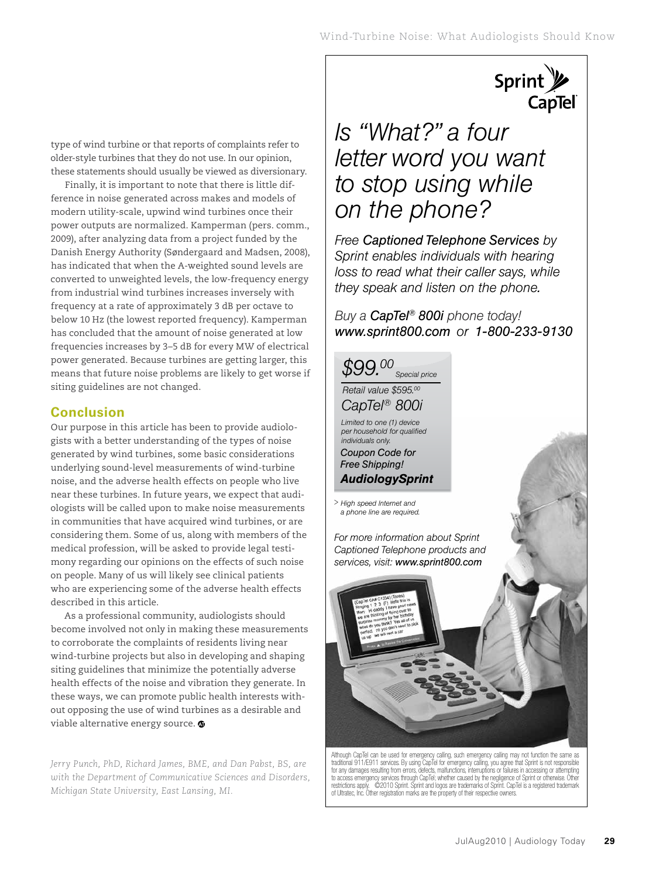type of wind turbine or that reports of complaints refer to older-style turbines that they do not use. In our opinion, these statements should usually be viewed as diversionary.

Finally, it is important to note that there is little difference in noise generated across makes and models of modern utility-scale, upwind wind turbines once their power outputs are normalized. Kamperman (pers. comm., 2009), after analyzing data from a project funded by the Danish Energy Authority (Søndergaard and Madsen, 2008), has indicated that when the A-weighted sound levels are converted to unweighted levels, the low-frequency energy from industrial wind turbines increases inversely with frequency at a rate of approximately 3 dB per octave to below 10 Hz (the lowest reported frequency). Kamperman has concluded that the amount of noise generated at low frequencies increases by 3–5 dB for every MW of electrical power generated. Because turbines are getting larger, this means that future noise problems are likely to get worse if siting guidelines are not changed.

## Conclusion

Our purpose in this article has been to provide audiologists with a better understanding of the types of noise generated by wind turbines, some basic considerations underlying sound-level measurements of wind-turbine noise, and the adverse health effects on people who live near these turbines. In future years, we expect that audiologists will be called upon to make noise measurements in communities that have acquired wind turbines, or are considering them. Some of us, along with members of the medical profession, will be asked to provide legal testimony regarding our opinions on the effects of such noise on people. Many of us will likely see clinical patients who are experiencing some of the adverse health effects described in this article.

As a professional community, audiologists should become involved not only in making these measurements to corroborate the complaints of residents living near wind-turbine projects but also in developing and shaping siting guidelines that minimize the potentially adverse health effects of the noise and vibration they generate. In these ways, we can promote public health interests without opposing the use of wind turbines as a desirable and viable alternative energy source.

*Jerry Punch, PhD, Richard James, BME, and Dan Pabst, BS, are with the Department of Communicative Sciences and Disorders, Michigan State University, East Lansing, MI.*

---

**Sprint CapTel**

*Is "What?" a four letter word you want to stop using while on the phone?*

*Free* ***Captioned Telephone Services*** *by Sprint enables individuals with hearing loss to read what their caller says, while they speak and listen on the phone.*

*Buy a* ***CapTel® 800i*** *phone today!*
***www.sprint800.com*** *or* ***1-800-233-9130***

*$99.00 Special price*

*Retail value $595.00*

*CapTel® 800i*

*Limited to one (1) device per household for qualified individuals only.*

*Coupon Code for Free Shipping!*
***AudiologySprint***

*> High speed Internet and a phone line are required.*

*For more information about Sprint Captioned Telephone products and services, visit:* ***www.sprint800.com***

Although CapTel can be used for emergency calling, such emergency calling may not function the same as traditional 911/E911 services. By using CapTel for emergency calling, you agree that Sprint is not responsible for any damages resulting from errors, defects, malfunctions, interruptions or failures in accessing or attempting to access emergency services through CapTel; whether caused by the negligence of Sprint or otherwise. Other restrictions apply. ©2010 Sprint. Sprint and logos are trademarks of Sprint. CapTel is a registered trademark of Ultratec, Inc. Other registration marks are the property of their respective owners.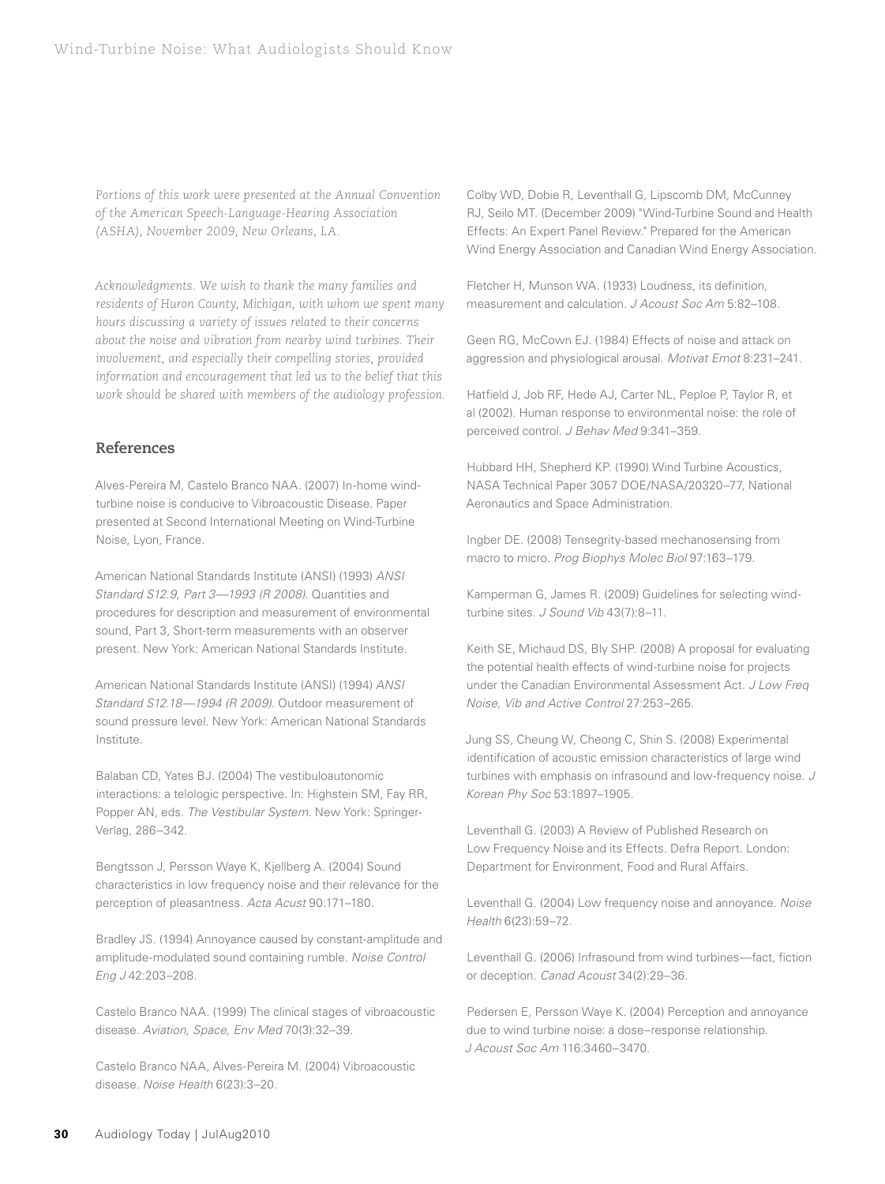*Portions of this work were presented at the Annual Convention of the American Speech-Language-Hearing Association (ASHA), November 2009, New Orleans, LA.*

*Acknowledgments. We wish to thank the many families and residents of Huron County, Michigan, with whom we spent many hours discussing a variety of issues related to their concerns about the noise and vibration from nearby wind turbines. Their involvement, and especially their compelling stories, provided information and encouragement that led us to the belief that this work should be shared with members of the audiology profession.*

## References

Alves-Pereira M, Castelo Branco NAA. (2007) In-home wind-turbine noise is conducive to Vibroacoustic Disease. Paper presented at Second International Meeting on Wind-Turbine Noise, Lyon, France.

American National Standards Institute (ANSI) (1993) *ANSI Standard S12.9, Part 3—1993 (R 2008)*. Quantities and procedures for description and measurement of environmental sound, Part 3, Short-term measurements with an observer present. New York: American National Standards Institute.

American National Standards Institute (ANSI) (1994) *ANSI Standard S12.18—1994 (R 2009)*. Outdoor measurement of sound pressure level. New York: American National Standards Institute.

Balaban CD, Yates BJ. (2004) The vestibuloautonomic interactions: a telologic perspective. In: Highstein SM, Fay RR, Popper AN, eds. *The Vestibular System*. New York: Springer-Verlag, 286–342.

Bengtsson J, Persson Waye K, Kjellberg A. (2004) Sound characteristics in low frequency noise and their relevance for the perception of pleasantness. *Acta Acust* 90:171–180.

Bradley JS. (1994) Annoyance caused by constant-amplitude and amplitude-modulated sound containing rumble. *Noise Control Eng J* 42:203–208.

Castelo Branco NAA. (1999) The clinical stages of vibroacoustic disease. *Aviation, Space, Env Med* 70(3):32–39.

Castelo Branco NAA, Alves-Pereira M. (2004) Vibroacoustic disease. *Noise Health* 6(23):3–20.

Colby WD, Dobie R, Leventhall G, Lipscomb DM, McCunney RJ, Seilo MT. (December 2009) "Wind-Turbine Sound and Health Effects: An Expert Panel Review." Prepared for the American Wind Energy Association and Canadian Wind Energy Association.

Fletcher H, Munson WA. (1933) Loudness, its definition, measurement and calculation. *J Acoust Soc Am* 5:82–108.

Geen RG, McCown EJ. (1984) Effects of noise and attack on aggression and physiological arousal. *Motivat Emot* 8:231–241.

Hatfield J, Job RF, Hede AJ, Carter NL, Peploe P, Taylor R, et al (2002). Human response to environmental noise: the role of perceived control. *J Behav Med* 9:341–359.

Hubbard HH, Shepherd KP. (1990) Wind Turbine Acoustics, NASA Technical Paper 3057 DOE/NASA/20320–77, National Aeronautics and Space Administration.

Ingber DE. (2008) Tensegrity-based mechanosensing from macro to micro. *Prog Biophys Molec Biol* 97:163–179.

Kamperman G, James R. (2009) Guidelines for selecting wind-turbine sites. *J Sound Vib* 43(7):8–11.

Keith SE, Michaud DS, Bly SHP. (2008) A proposal for evaluating the potential health effects of wind-turbine noise for projects under the Canadian Environmental Assessment Act. *J Low Freq Noise, Vib and Active Control* 27:253–265.

Jung SS, Cheung W, Cheong C, Shin S. (2008) Experimental identification of acoustic emission characteristics of large wind turbines with emphasis on infrasound and low-frequency noise. *J Korean Phy Soc* 53:1897–1905.

Leventhall G. (2003) A Review of Published Research on Low Frequency Noise and its Effects. Defra Report. London: Department for Environment, Food and Rural Affairs.

Leventhall G. (2004) Low frequency noise and annoyance. *Noise Health* 6(23):59–72.

Leventhall G. (2006) Infrasound from wind turbines—fact, fiction or deception. *Canad Acoust* 34(2):29–36.

Pedersen E, Persson Waye K. (2004) Perception and annoyance due to wind turbine noise: a dose–response relationship. *J Acoust Soc Am* 116:3460–3470.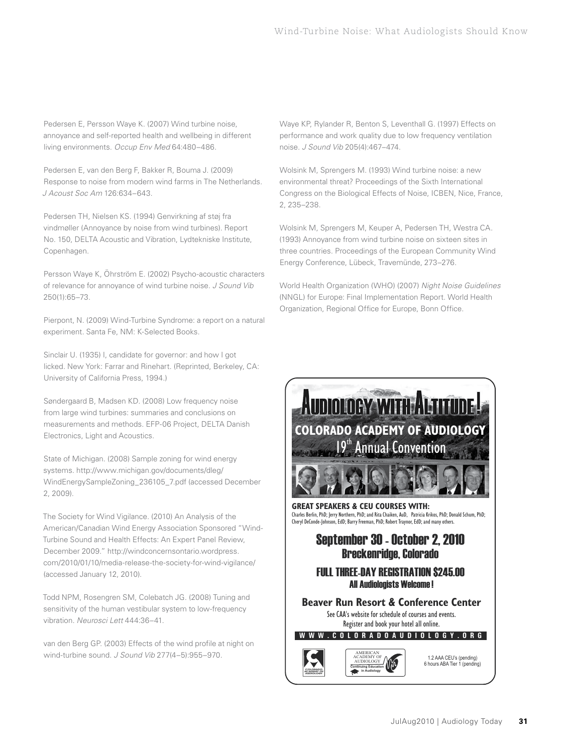Pedersen E, Persson Waye K. (2007) Wind turbine noise, annoyance and self-reported health and wellbeing in different living environments. *Occup Env Med* 64:480–486.

Pedersen E, van den Berg F, Bakker R, Bouma J. (2009) Response to noise from modern wind farms in The Netherlands. *J Acoust Soc Am* 126:634–643.

Pedersen TH, Nielsen KS. (1994) Genvirkning af støj fra vindmøller (Annoyance by noise from wind turbines). Report No. 150, DELTA Acoustic and Vibration, Lydtekniske Institute, Copenhagen.

Persson Waye K, Öhrström E. (2002) Psycho-acoustic characters of relevance for annoyance of wind turbine noise. *J Sound Vib* 250(1):65–73.

Pierpont, N. (2009) Wind-Turbine Syndrome: a report on a natural experiment. Santa Fe, NM: K-Selected Books.

Sinclair U. (1935) I, candidate for governor: and how I got licked. New York: Farrar and Rinehart. (Reprinted, Berkeley, CA: University of California Press, 1994.)

Søndergaard B, Madsen KD. (2008) Low frequency noise from large wind turbines: summaries and conclusions on measurements and methods. EFP-06 Project, DELTA Danish Electronics, Light and Acoustics.

State of Michigan. (2008) Sample zoning for wind energy systems. http://www.michigan.gov/documents/dleg/WindEnergySampleZoning_236105_7.pdf (accessed December 2, 2009).

The Society for Wind Vigilance. (2010) An Analysis of the American/Canadian Wind Energy Association Sponsored "Wind-Turbine Sound and Health Effects: An Expert Panel Review, December 2009." http://windconcernsontario.wordpress.com/2010/01/10/media-release-the-society-for-wind-vigilance/ (accessed January 12, 2010).

Todd NPM, Rosengren SM, Colebatch JG. (2008) Tuning and sensitivity of the human vestibular system to low-frequency vibration. *Neurosci Lett* 444:36–41.

van den Berg GP. (2003) Effects of the wind profile at night on wind-turbine sound. *J Sound Vib* 277(4–5):955–970.

Waye KP, Rylander R, Benton S, Leventhall G. (1997) Effects on performance and work quality due to low frequency ventilation noise. *J Sound Vib* 205(4):467–474.

Wolsink M, Sprengers M. (1993) Wind turbine noise: a new environmental threat? Proceedings of the Sixth International Congress on the Biological Effects of Noise, ICBEN, Nice, France, 2, 235–238.

Wolsink M, Sprengers M, Keuper A, Pedersen TH, Westra CA. (1993) Annoyance from wind turbine noise on sixteen sites in three countries. Proceedings of the European Community Wind Energy Conference, Lübeck, Travemünde, 273–276.

World Health Organization (WHO) (2007) *Night Noise Guidelines* (NNGL) for Europe: Final Implementation Report. World Health Organization, Regional Office for Europe, Bonn Office.

**AUDIOLOGY WITH ALTITUDE!**

**COLORADO ACADEMY OF AUDIOLOGY**

19th Annual Convention

**GREAT SPEAKERS & CEU COURSES WITH:**

Charles Berlin, PhD; Jerry Northern, PhD; and Rita Chaiken, AuD, Patricia Krikos, PhD; Donald Schum, PhD; Cheryl DeConde-Johnson, EdD; Barry Freeman, PhD; Robert Traynor, EdD; and many others.

**September 30 - October 2, 2010**

**Breckenridge, Colorado**

**FULL THREE-DAY REGISTRATION $245.00**

**All Audiologists Welcome!**

**Beaver Run Resort & Conference Center**

See CAA's website for schedule of courses and events.
Register and book your hotel all online.

**WWW.COLORADOAUDIOLOGY.ORG**

COLORADO ACADEMY OF AUDIOLOGY

AMERICAN ACADEMY OF AUDIOLOGY Continuing Education in Audiology

1.2 AAA CEU's (pending)
6 hours ABA Tier 1 (pending)